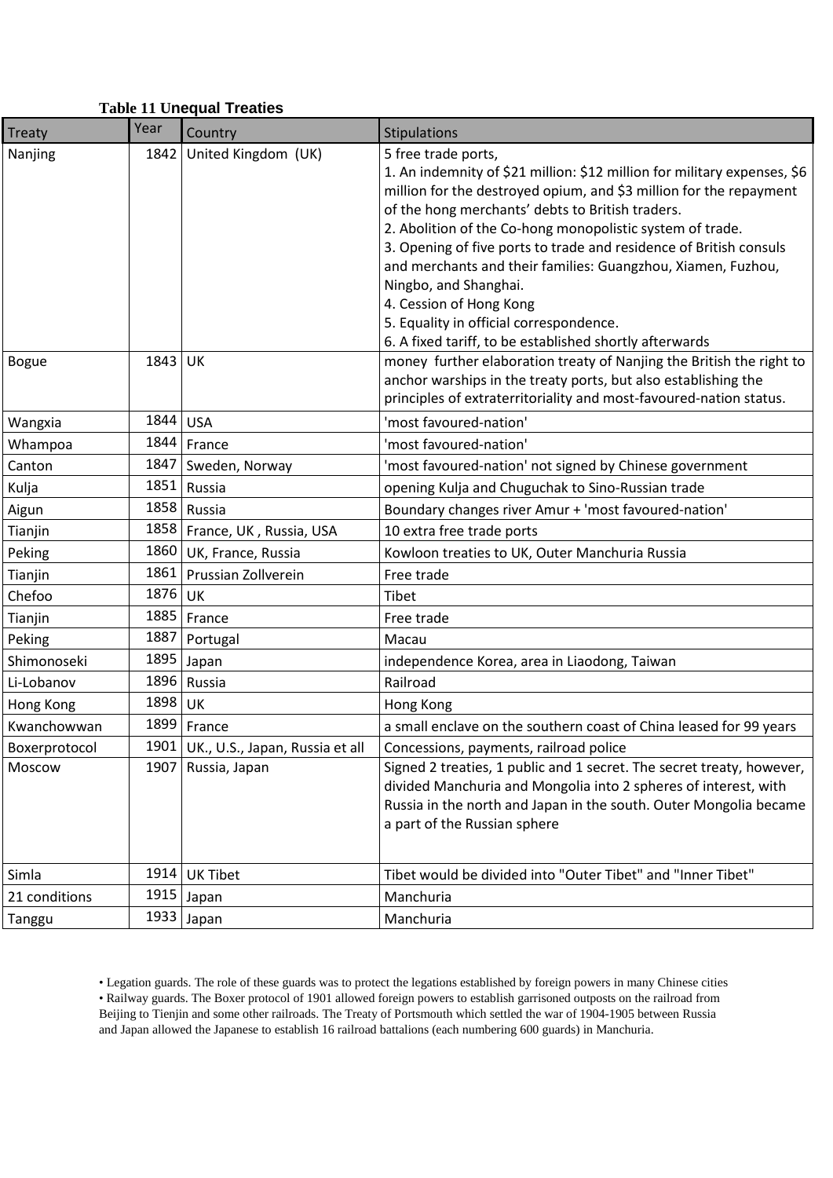**Table 11 Unequal Treaties**

| Treaty | Year | Country | Stipulations |
|---|---|---|---|
| Nanjing | 1842 | United Kingdom (UK) | 5 free trade ports,<br>1. An indemnity of $21 million: $12 million for military expenses, $6 million for the destroyed opium, and $3 million for the repayment of the hong merchants' debts to British traders.<br>2. Abolition of the Co-hong monopolistic system of trade.<br>3. Opening of five ports to trade and residence of British consuls and merchants and their families: Guangzhou, Xiamen, Fuzhou, Ningbo, and Shanghai.<br>4. Cession of Hong Kong<br>5. Equality in official correspondence.<br>6. A fixed tariff, to be established shortly afterwards |
| Bogue | 1843 | UK | money further elaboration treaty of Nanjing the British the right to anchor warships in the treaty ports, but also establishing the principles of extraterritoriality and most-favoured-nation status. |
| Wangxia | 1844 | USA | 'most favoured-nation' |
| Whampoa | 1844 | France | 'most favoured-nation' |
| Canton | 1847 | Sweden, Norway | 'most favoured-nation' not signed by Chinese government |
| Kulja | 1851 | Russia | opening Kulja and Chuguchak to Sino-Russian trade |
| Aigun | 1858 | Russia | Boundary changes river Amur + 'most favoured-nation' |
| Tianjin | 1858 | France, UK , Russia, USA | 10 extra free trade ports |
| Peking | 1860 | UK, France, Russia | Kowloon treaties to UK, Outer Manchuria Russia |
| Tianjin | 1861 | Prussian Zollverein | Free trade |
| Chefoo | 1876 | UK | Tibet |
| Tianjin | 1885 | France | Free trade |
| Peking | 1887 | Portugal | Macau |
| Shimonoseki | 1895 | Japan | independence Korea, area in Liaodong, Taiwan |
| Li-Lobanov | 1896 | Russia | Railroad |
| Hong Kong | 1898 | UK | Hong Kong |
| Kwanchowwan | 1899 | France | a small enclave on the southern coast of China leased for 99 years |
| Boxerprotocol | 1901 | UK., U.S., Japan, Russia et all | Concessions, payments, railroad police |
| Moscow | 1907 | Russia, Japan | Signed 2 treaties, 1 public and 1 secret. The secret treaty, however, divided Manchuria and Mongolia into 2 spheres of interest, with Russia in the north and Japan in the south. Outer Mongolia became a part of the Russian sphere |
| Simla | 1914 | UK Tibet | Tibet would be divided into "Outer Tibet" and "Inner Tibet" |
| 21 conditions | 1915 | Japan | Manchuria |
| Tanggu | 1933 | Japan | Manchuria |

- Legation guards. The role of these guards was to protect the legations established by foreign powers in many Chinese cities
- Railway guards. The Boxer protocol of 1901 allowed foreign powers to establish garrisoned outposts on the railroad from Beijing to Tienjin and some other railroads. The Treaty of Portsmouth which settled the war of 1904-1905 between Russia and Japan allowed the Japanese to establish 16 railroad battalions (each numbering 600 guards) in Manchuria.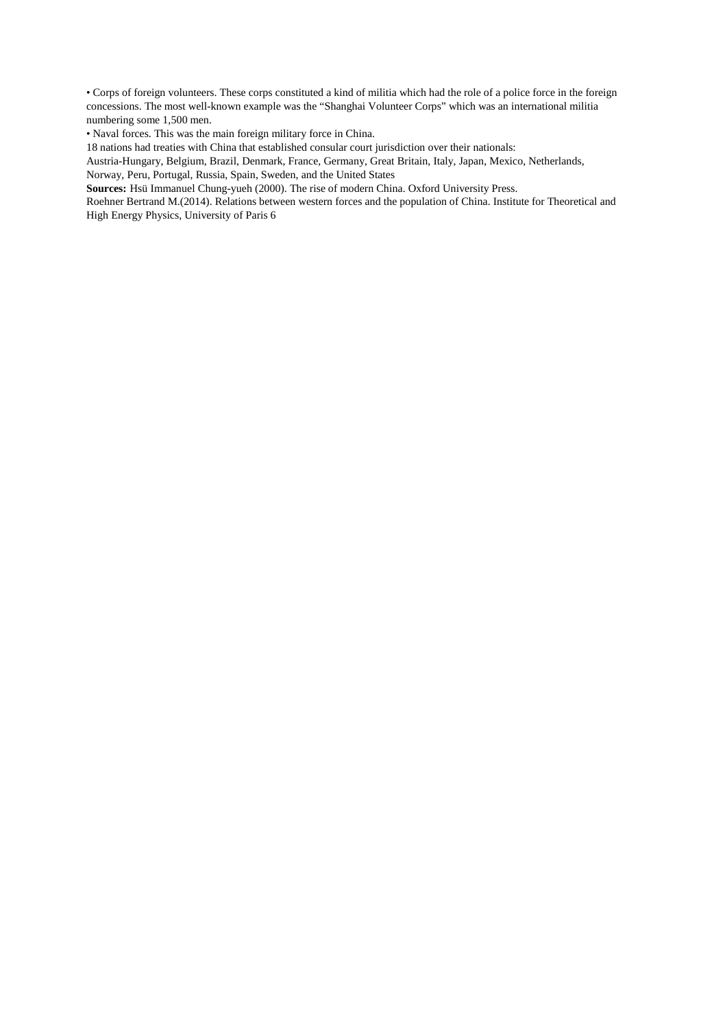• Corps of foreign volunteers. These corps constituted a kind of militia which had the role of a police force in the foreign concessions. The most well-known example was the "Shanghai Volunteer Corps" which was an international militia numbering some 1,500 men.

• Naval forces. This was the main foreign military force in China.

18 nations had treaties with China that established consular court jurisdiction over their nationals:

Austria-Hungary, Belgium, Brazil, Denmark, France, Germany, Great Britain, Italy, Japan, Mexico, Netherlands, Norway, Peru, Portugal, Russia, Spain, Sweden, and the United States

**Sources:** Hsü Immanuel Chung-yueh (2000). The rise of modern China. Oxford University Press.

Roehner Bertrand M.(2014). Relations between western forces and the population of China. Institute for Theoretical and High Energy Physics, University of Paris 6